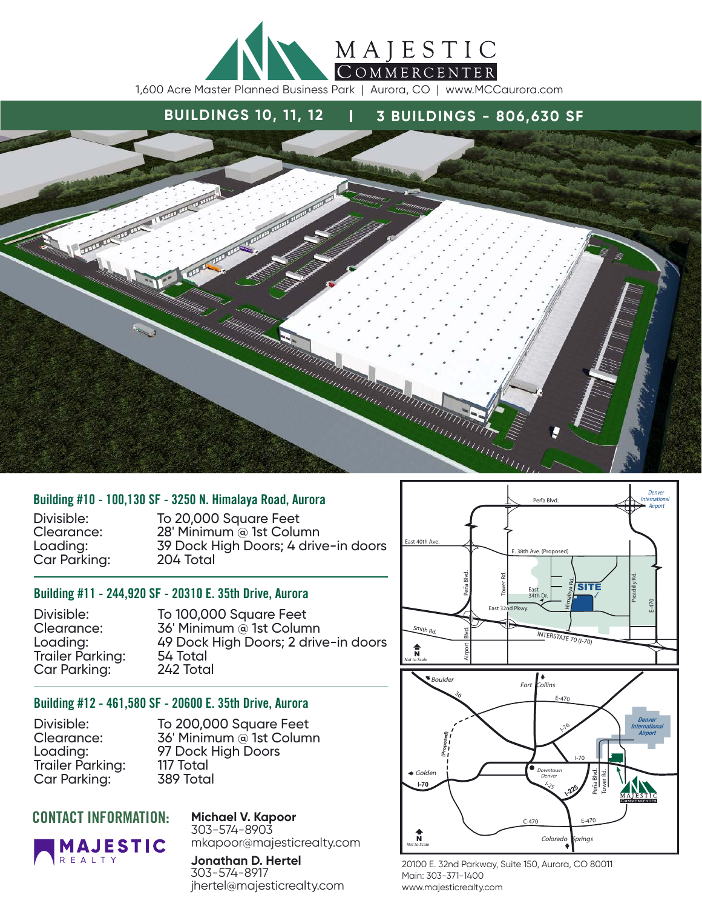# MAJESTIC COMMERCENTER

1,600 Acre Master Planned Business Park | Aurora, CO | www.MCCaurora.com

## BUILDINGS 10, 11, 12 | 3 BUILDINGS - 806,630 SF

### Building #10 - 100,130 SF - 3250 N. Himalaya Road, Aurora

| | |
|---|---|
| Divisible: | To 20,000 Square Feet |
| Clearance: | 28' Minimum @ 1st Column |
| Loading: | 39 Dock High Doors; 4 drive-in doors |
| Car Parking: | 204 Total |

### Building #11 - 244,920 SF - 20310 E. 35th Drive, Aurora

| | |
|---|---|
| Divisible: | To 100,000 Square Feet |
| Clearance: | 36' Minimum @ 1st Column |
| Loading: | 49 Dock High Doors; 2 drive-in doors |
| Trailer Parking: | 54 Total |
| Car Parking: | 242 Total |

### Building #12 - 461,580 SF - 20600 E. 35th Drive, Aurora

| | |
|---|---|
| Divisible: | To 200,000 Square Feet |
| Clearance: | 36' Minimum @ 1st Column |
| Loading: | 97 Dock High Doors |
| Trailer Parking: | 117 Total |
| Car Parking: | 389 Total |

## CONTACT INFORMATION:

MAJESTIC REALTY

**Michael V. Kapoor**
303-574-8903
mkapoor@majesticrealty.com

**Jonathan D. Hertel**
303-574-8917
jhertel@majesticrealty.com

20100 E. 32nd Parkway, Suite 150, Aurora, CO 80011
Main: 303-371-1400
www.majesticrealty.com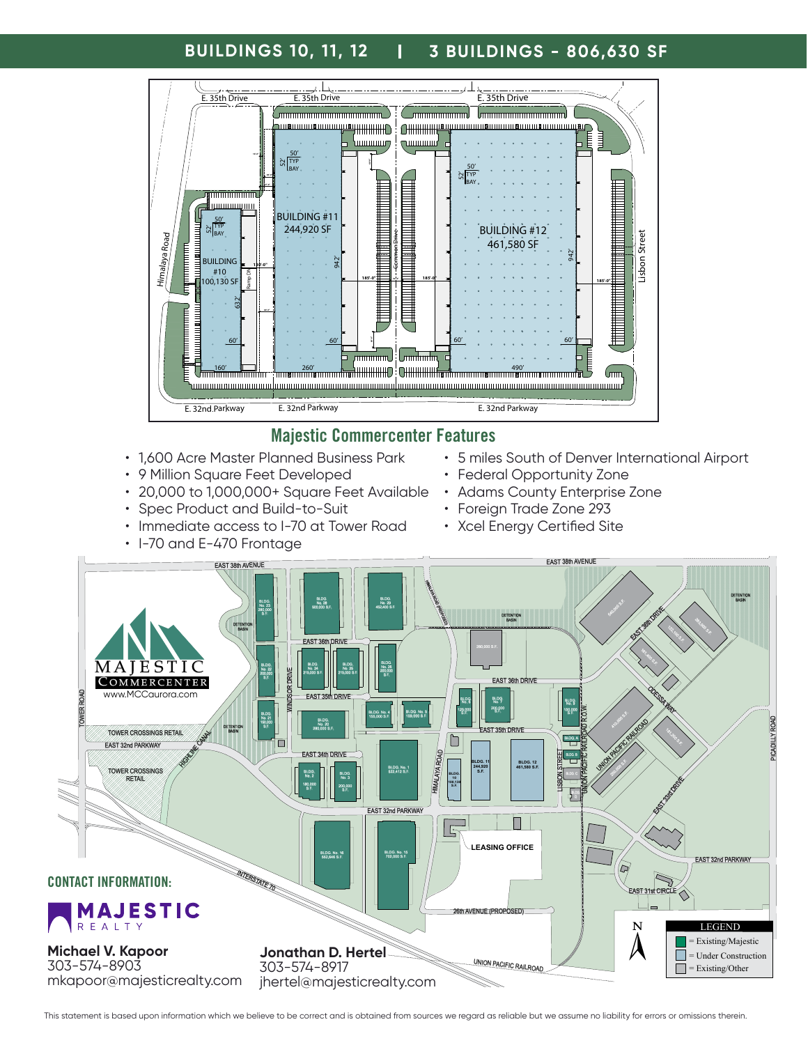## BUILDINGS 10, 11, 12 | 3 BUILDINGS - 806,630 SF

E. 35th Drive
E. 35th Drive
E. 35th Drive
Himalaya Road
Lisbon Street
BUILDING #10
100,130 SF
BUILDING #11
244,920 SF
BUILDING #12
461,580 SF
50' TYP BAY 52'
632'
942'
942'
160'
260'
490'
60'
185'-0"
E. 32nd.Parkway
E. 32nd Parkway
E. 32nd Parkway

## Majestic Commercenter Features

- 1,600 Acre Master Planned Business Park
- 9 Million Square Feet Developed
- 20,000 to 1,000,000+ Square Feet Available
- Spec Product and Build-to-Suit
- Immediate access to I-70 at Tower Road
- I-70 and E-470 Frontage
- 5 miles South of Denver International Airport
- Federal Opportunity Zone
- Adams County Enterprise Zone
- Foreign Trade Zone 293
- Xcel Energy Certified Site

MAJESTIC COMMERCENTER
www.MCCaurora.com

EAST 38th AVENUE
TOWER ROAD
TOWER CROSSINGS RETAIL
EAST 32nd PARKWAY
HIGHLINE CANAL
WINDSOR DRIVE
EAST 36th DRIVE
EAST 35th DRIVE
EAST 34th DRIVE
HIMALAYA ROAD
LISBON STREET
UNION PACIFIC RAILROAD R.O.W.
ODESSA WAY
EAST 38th DRIVE
EAST 33rd DRIVE
EAST 31st CIRCLE
PICADILLY ROAD
INTERSTATE 70
26th AVENUE (PROPOSED)
UNION PACIFIC RAILROAD
LEASING OFFICE
BLDG. 11 244,920 S.F.
BLDG. 12 461,580 S.F.
BLDG. 10 100,130 S.F.

LEGEND
= Existing/Majestic
= Under Construction
= Existing/Other

### CONTACT INFORMATION:

MAJESTIC REALTY

**Michael V. Kapoor**
303-574-8903
mkapoor@majesticrealty.com

**Jonathan D. Hertel**
303-574-8917
jhertel@majesticrealty.com

This statement is based upon information which we believe to be correct and is obtained from sources we regard as reliable but we assume no liability for errors or omissions therein.